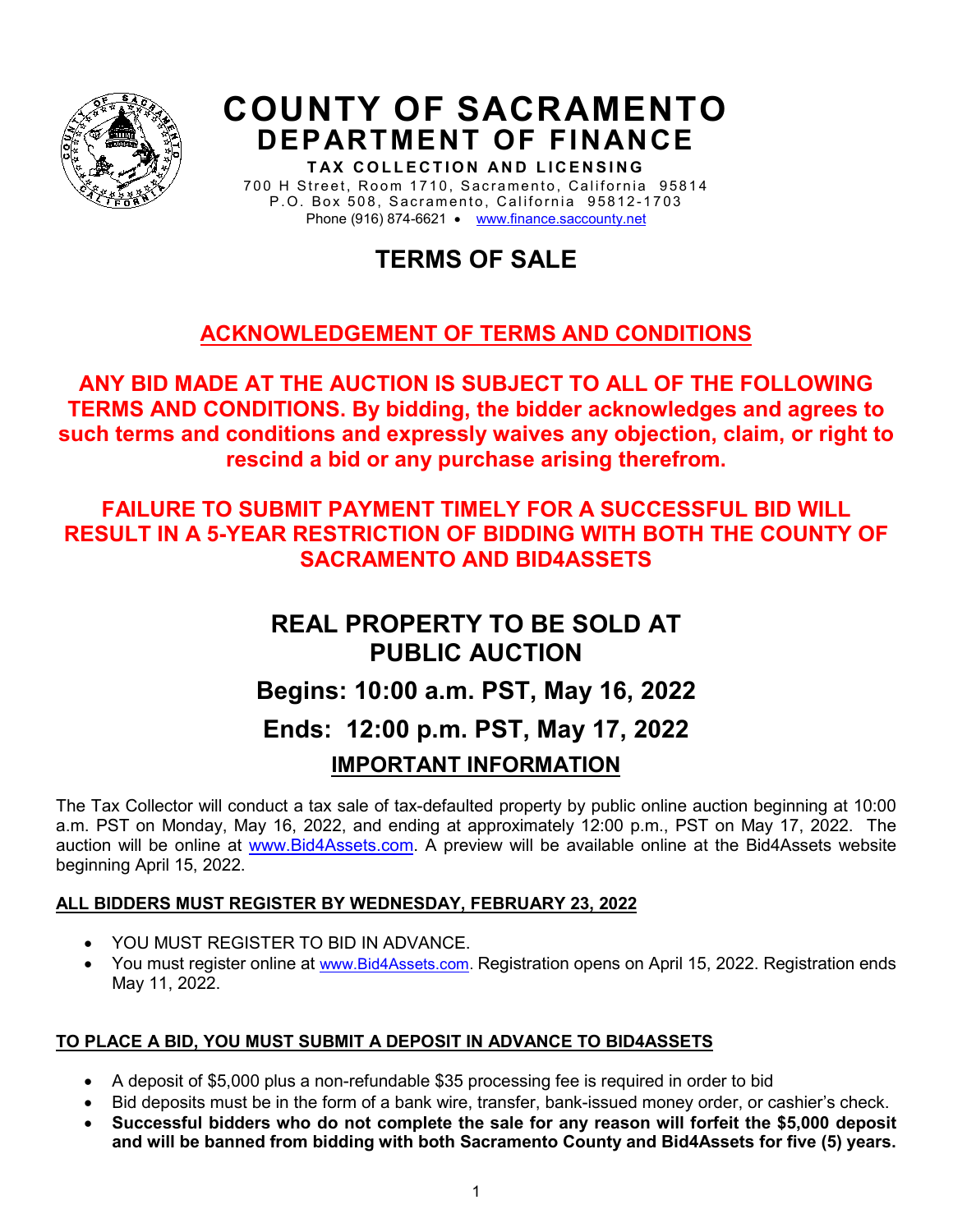# COUNTY OF SACRAMENTO
## DEPARTMENT OF FINANCE

**TAX COLLECTION AND LICENSING**
700 H Street, Room 1710, Sacramento, California 95814
P.O. Box 508, Sacramento, California 95812-1703
Phone (916) 874-6621 • www.finance.saccounty.net

# TERMS OF SALE

## ACKNOWLEDGEMENT OF TERMS AND CONDITIONS

**ANY BID MADE AT THE AUCTION IS SUBJECT TO ALL OF THE FOLLOWING TERMS AND CONDITIONS. By bidding, the bidder acknowledges and agrees to such terms and conditions and expressly waives any objection, claim, or right to rescind a bid or any purchase arising therefrom.**

**FAILURE TO SUBMIT PAYMENT TIMELY FOR A SUCCESSFUL BID WILL RESULT IN A 5-YEAR RESTRICTION OF BIDDING WITH BOTH THE COUNTY OF SACRAMENTO AND BID4ASSETS**

## REAL PROPERTY TO BE SOLD AT PUBLIC AUCTION

### Begins: 10:00 a.m. PST, May 16, 2022

### Ends: 12:00 p.m. PST, May 17, 2022

### IMPORTANT INFORMATION

The Tax Collector will conduct a tax sale of tax-defaulted property by public online auction beginning at 10:00 a.m. PST on Monday, May 16, 2022, and ending at approximately 12:00 p.m., PST on May 17, 2022. The auction will be online at www.Bid4Assets.com. A preview will be available online at the Bid4Assets website beginning April 15, 2022.

**ALL BIDDERS MUST REGISTER BY WEDNESDAY, FEBRUARY 23, 2022**

- YOU MUST REGISTER TO BID IN ADVANCE.
- You must register online at www.Bid4Assets.com. Registration opens on April 15, 2022. Registration ends May 11, 2022.

**TO PLACE A BID, YOU MUST SUBMIT A DEPOSIT IN ADVANCE TO BID4ASSETS**

- A deposit of $5,000 plus a non-refundable $35 processing fee is required in order to bid
- Bid deposits must be in the form of a bank wire, transfer, bank-issued money order, or cashier's check.
- **Successful bidders who do not complete the sale for any reason will forfeit the $5,000 deposit and will be banned from bidding with both Sacramento County and Bid4Assets for five (5) years.**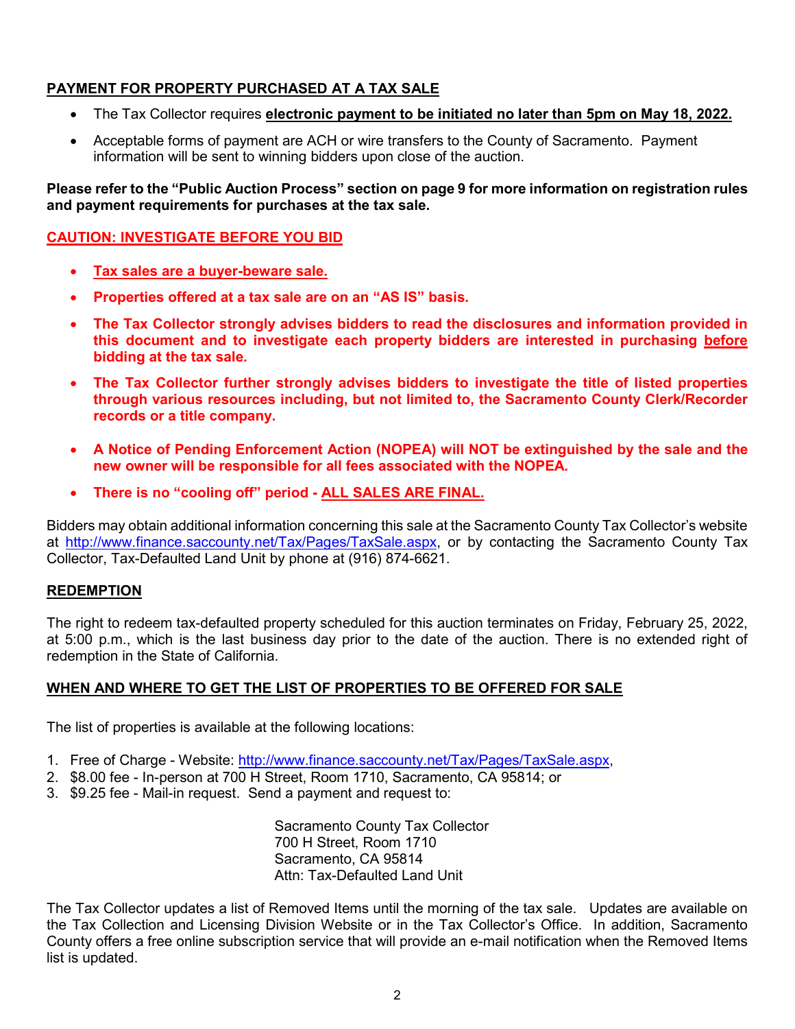## PAYMENT FOR PROPERTY PURCHASED AT A TAX SALE

- The Tax Collector requires **electronic payment to be initiated no later than 5pm on May 18, 2022.**
- Acceptable forms of payment are ACH or wire transfers to the County of Sacramento. Payment information will be sent to winning bidders upon close of the auction.

**Please refer to the "Public Auction Process" section on page 9 for more information on registration rules and payment requirements for purchases at the tax sale.**

## CAUTION: INVESTIGATE BEFORE YOU BID

- **Tax sales are a buyer-beware sale.**
- **Properties offered at a tax sale are on an "AS IS" basis.**
- **The Tax Collector strongly advises bidders to read the disclosures and information provided in this document and to investigate each property bidders are interested in purchasing before bidding at the tax sale.**
- **The Tax Collector further strongly advises bidders to investigate the title of listed properties through various resources including, but not limited to, the Sacramento County Clerk/Recorder records or a title company.**
- **A Notice of Pending Enforcement Action (NOPEA) will NOT be extinguished by the sale and the new owner will be responsible for all fees associated with the NOPEA.**
- **There is no "cooling off" period - ALL SALES ARE FINAL.**

Bidders may obtain additional information concerning this sale at the Sacramento County Tax Collector's website at http://www.finance.saccounty.net/Tax/Pages/TaxSale.aspx, or by contacting the Sacramento County Tax Collector, Tax-Defaulted Land Unit by phone at (916) 874-6621.

## REDEMPTION

The right to redeem tax-defaulted property scheduled for this auction terminates on Friday, February 25, 2022, at 5:00 p.m., which is the last business day prior to the date of the auction. There is no extended right of redemption in the State of California.

## WHEN AND WHERE TO GET THE LIST OF PROPERTIES TO BE OFFERED FOR SALE

The list of properties is available at the following locations:

1. Free of Charge - Website: http://www.finance.saccounty.net/Tax/Pages/TaxSale.aspx,
2. $8.00 fee - In-person at 700 H Street, Room 1710, Sacramento, CA 95814; or
3. $9.25 fee - Mail-in request. Send a payment and request to:

Sacramento County Tax Collector
700 H Street, Room 1710
Sacramento, CA 95814
Attn: Tax-Defaulted Land Unit

The Tax Collector updates a list of Removed Items until the morning of the tax sale. Updates are available on the Tax Collection and Licensing Division Website or in the Tax Collector's Office. In addition, Sacramento County offers a free online subscription service that will provide an e-mail notification when the Removed Items list is updated.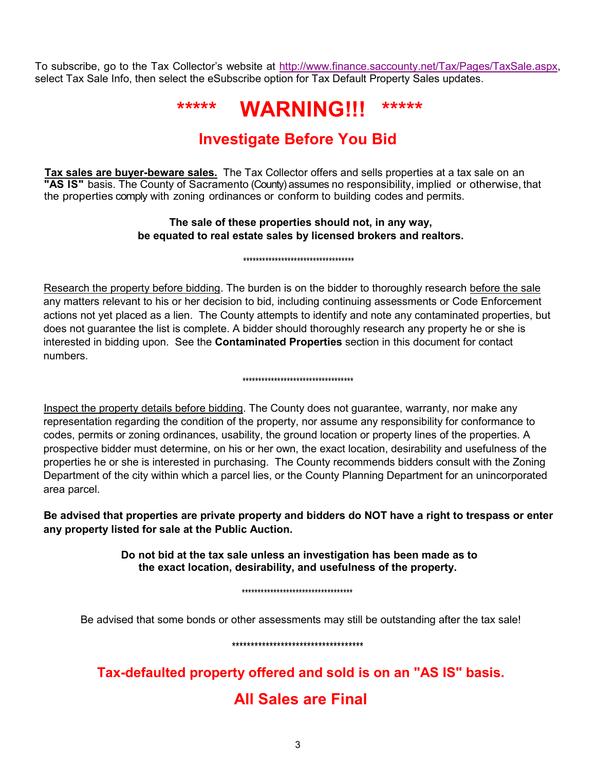To subscribe, go to the Tax Collector's website at [http://www.finance.saccounty.net/Tax/Pages/TaxSale.aspx](http://www.finance.saccounty.net/Tax/Pages/TaxSale.aspx), select Tax Sale Info, then select the eSubscribe option for Tax Default Property Sales updates.

# ***** WARNING!!! *****

## Investigate Before You Bid

**Tax sales are buyer-beware sales.** The Tax Collector offers and sells properties at a tax sale on an **"AS IS"** basis. The County of Sacramento (County) assumes no responsibility, implied or otherwise, that the properties comply with zoning ordinances or conform to building codes and permits.

**The sale of these properties should not, in any way, be equated to real estate sales by licensed brokers and realtors.**

**********************************

Research the property before bidding. The burden is on the bidder to thoroughly research before the sale any matters relevant to his or her decision to bid, including continuing assessments or Code Enforcement actions not yet placed as a lien. The County attempts to identify and note any contaminated properties, but does not guarantee the list is complete. A bidder should thoroughly research any property he or she is interested in bidding upon. See the **Contaminated Properties** section in this document for contact numbers.

**********************************

Inspect the property details before bidding. The County does not guarantee, warranty, nor make any representation regarding the condition of the property, nor assume any responsibility for conformance to codes, permits or zoning ordinances, usability, the ground location or property lines of the properties. A prospective bidder must determine, on his or her own, the exact location, desirability and usefulness of the properties he or she is interested in purchasing. The County recommends bidders consult with the Zoning Department of the city within which a parcel lies, or the County Planning Department for an unincorporated area parcel.

**Be advised that properties are private property and bidders do NOT have a right to trespass or enter any property listed for sale at the Public Auction.**

**Do not bid at the tax sale unless an investigation has been made as to the exact location, desirability, and usefulness of the property.**

**********************************

Be advised that some bonds or other assessments may still be outstanding after the tax sale!

**********************************

## Tax-defaulted property offered and sold is on an "AS IS" basis.

## All Sales are Final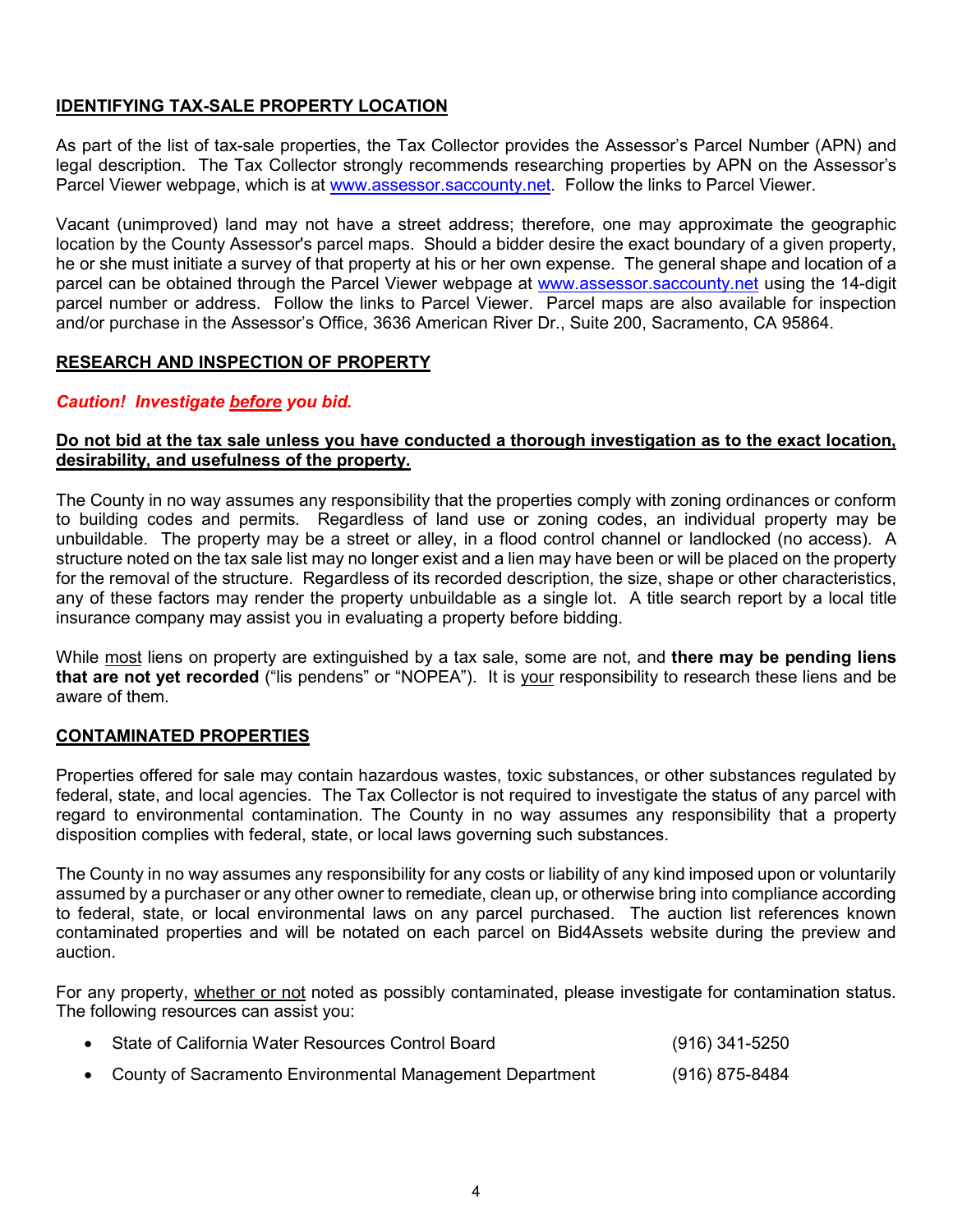## IDENTIFYING TAX-SALE PROPERTY LOCATION

As part of the list of tax-sale properties, the Tax Collector provides the Assessor's Parcel Number (APN) and legal description. The Tax Collector strongly recommends researching properties by APN on the Assessor's Parcel Viewer webpage, which is at [www.assessor.saccounty.net](http://www.assessor.saccounty.net). Follow the links to Parcel Viewer.

Vacant (unimproved) land may not have a street address; therefore, one may approximate the geographic location by the County Assessor's parcel maps. Should a bidder desire the exact boundary of a given property, he or she must initiate a survey of that property at his or her own expense. The general shape and location of a parcel can be obtained through the Parcel Viewer webpage at [www.assessor.saccounty.net](http://www.assessor.saccounty.net) using the 14-digit parcel number or address. Follow the links to Parcel Viewer. Parcel maps are also available for inspection and/or purchase in the Assessor's Office, 3636 American River Dr., Suite 200, Sacramento, CA 95864.

## RESEARCH AND INSPECTION OF PROPERTY

***Caution! Investigate before you bid.***

**Do not bid at the tax sale unless you have conducted a thorough investigation as to the exact location, desirability, and usefulness of the property.**

The County in no way assumes any responsibility that the properties comply with zoning ordinances or conform to building codes and permits. Regardless of land use or zoning codes, an individual property may be unbuildable. The property may be a street or alley, in a flood control channel or landlocked (no access). A structure noted on the tax sale list may no longer exist and a lien may have been or will be placed on the property for the removal of the structure. Regardless of its recorded description, the size, shape or other characteristics, any of these factors may render the property unbuildable as a single lot. A title search report by a local title insurance company may assist you in evaluating a property before bidding.

While most liens on property are extinguished by a tax sale, some are not, and **there may be pending liens that are not yet recorded** ("lis pendens" or "NOPEA"). It is your responsibility to research these liens and be aware of them.

## CONTAMINATED PROPERTIES

Properties offered for sale may contain hazardous wastes, toxic substances, or other substances regulated by federal, state, and local agencies. The Tax Collector is not required to investigate the status of any parcel with regard to environmental contamination. The County in no way assumes any responsibility that a property disposition complies with federal, state, or local laws governing such substances.

The County in no way assumes any responsibility for any costs or liability of any kind imposed upon or voluntarily assumed by a purchaser or any other owner to remediate, clean up, or otherwise bring into compliance according to federal, state, or local environmental laws on any parcel purchased. The auction list references known contaminated properties and will be notated on each parcel on Bid4Assets website during the preview and auction.

For any property, whether or not noted as possibly contaminated, please investigate for contamination status. The following resources can assist you:

- State of California Water Resources Control Board (916) 341-5250
- County of Sacramento Environmental Management Department (916) 875-8484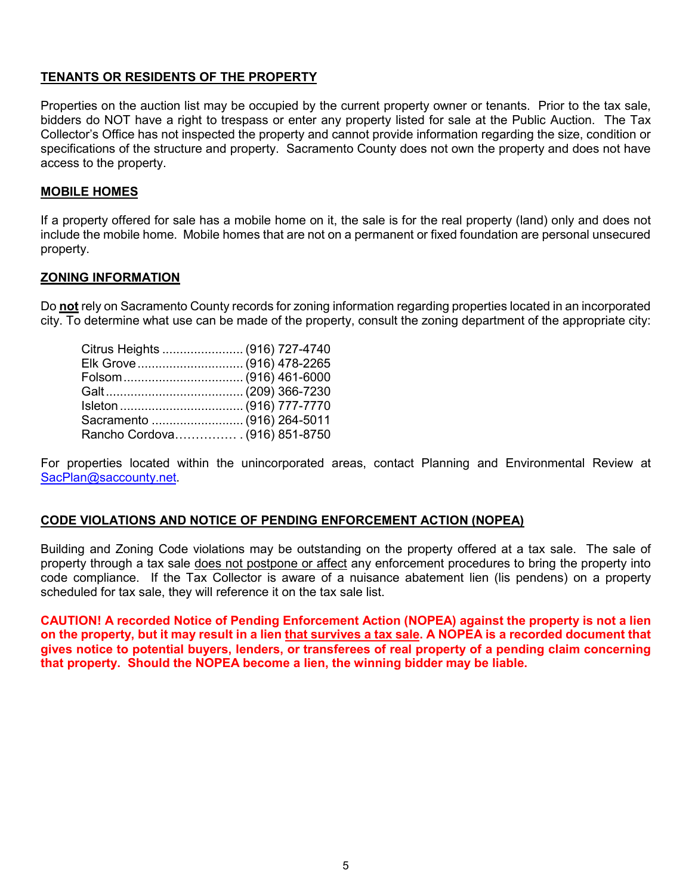## TENANTS OR RESIDENTS OF THE PROPERTY

Properties on the auction list may be occupied by the current property owner or tenants. Prior to the tax sale, bidders do NOT have a right to trespass or enter any property listed for sale at the Public Auction. The Tax Collector's Office has not inspected the property and cannot provide information regarding the size, condition or specifications of the structure and property. Sacramento County does not own the property and does not have access to the property.

## MOBILE HOMES

If a property offered for sale has a mobile home on it, the sale is for the real property (land) only and does not include the mobile home. Mobile homes that are not on a permanent or fixed foundation are personal unsecured property.

## ZONING INFORMATION

Do **not** rely on Sacramento County records for zoning information regarding properties located in an incorporated city. To determine what use can be made of the property, consult the zoning department of the appropriate city:

- Citrus Heights ....................... (916) 727-4740
- Elk Grove .............................. (916) 478-2265
- Folsom .................................. (916) 461-6000
- Galt ....................................... (209) 366-7230
- Isleton ................................... (916) 777-7770
- Sacramento .......................... (916) 264-5011
- Rancho Cordova............... . (916) 851-8750

For properties located within the unincorporated areas, contact Planning and Environmental Review at SacPlan@saccounty.net.

## CODE VIOLATIONS AND NOTICE OF PENDING ENFORCEMENT ACTION (NOPEA)

Building and Zoning Code violations may be outstanding on the property offered at a tax sale. The sale of property through a tax sale does not postpone or affect any enforcement procedures to bring the property into code compliance. If the Tax Collector is aware of a nuisance abatement lien (lis pendens) on a property scheduled for tax sale, they will reference it on the tax sale list.

**CAUTION! A recorded Notice of Pending Enforcement Action (NOPEA) against the property is not a lien on the property, but it may result in a lien that survives a tax sale. A NOPEA is a recorded document that gives notice to potential buyers, lenders, or transferees of real property of a pending claim concerning that property. Should the NOPEA become a lien, the winning bidder may be liable.**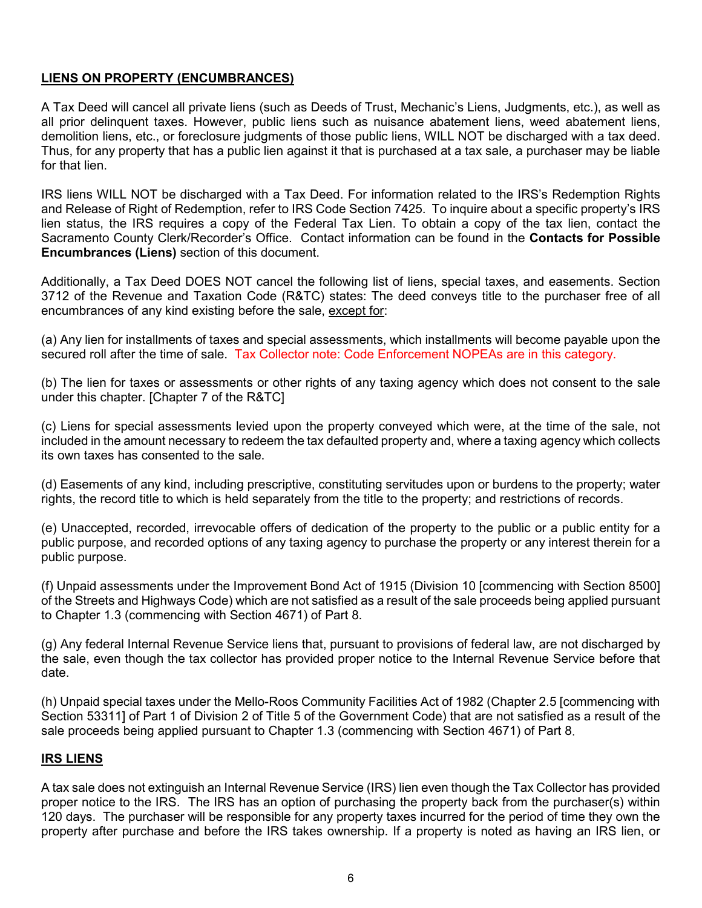## LIENS ON PROPERTY (ENCUMBRANCES)

A Tax Deed will cancel all private liens (such as Deeds of Trust, Mechanic's Liens, Judgments, etc.), as well as all prior delinquent taxes. However, public liens such as nuisance abatement liens, weed abatement liens, demolition liens, etc., or foreclosure judgments of those public liens, WILL NOT be discharged with a tax deed. Thus, for any property that has a public lien against it that is purchased at a tax sale, a purchaser may be liable for that lien.

IRS liens WILL NOT be discharged with a Tax Deed. For information related to the IRS's Redemption Rights and Release of Right of Redemption, refer to IRS Code Section 7425. To inquire about a specific property's IRS lien status, the IRS requires a copy of the Federal Tax Lien. To obtain a copy of the tax lien, contact the Sacramento County Clerk/Recorder's Office. Contact information can be found in the **Contacts for Possible Encumbrances (Liens)** section of this document.

Additionally, a Tax Deed DOES NOT cancel the following list of liens, special taxes, and easements. Section 3712 of the Revenue and Taxation Code (R&TC) states: The deed conveys title to the purchaser free of all encumbrances of any kind existing before the sale, <u>except for</u>:

(a) Any lien for installments of taxes and special assessments, which installments will become payable upon the secured roll after the time of sale. Tax Collector note: Code Enforcement NOPEAs are in this category.

(b) The lien for taxes or assessments or other rights of any taxing agency which does not consent to the sale under this chapter. [Chapter 7 of the R&TC]

(c) Liens for special assessments levied upon the property conveyed which were, at the time of the sale, not included in the amount necessary to redeem the tax defaulted property and, where a taxing agency which collects its own taxes has consented to the sale.

(d) Easements of any kind, including prescriptive, constituting servitudes upon or burdens to the property; water rights, the record title to which is held separately from the title to the property; and restrictions of records.

(e) Unaccepted, recorded, irrevocable offers of dedication of the property to the public or a public entity for a public purpose, and recorded options of any taxing agency to purchase the property or any interest therein for a public purpose.

(f) Unpaid assessments under the Improvement Bond Act of 1915 (Division 10 [commencing with Section 8500] of the Streets and Highways Code) which are not satisfied as a result of the sale proceeds being applied pursuant to Chapter 1.3 (commencing with Section 4671) of Part 8.

(g) Any federal Internal Revenue Service liens that, pursuant to provisions of federal law, are not discharged by the sale, even though the tax collector has provided proper notice to the Internal Revenue Service before that date.

(h) Unpaid special taxes under the Mello-Roos Community Facilities Act of 1982 (Chapter 2.5 [commencing with Section 53311] of Part 1 of Division 2 of Title 5 of the Government Code) that are not satisfied as a result of the sale proceeds being applied pursuant to Chapter 1.3 (commencing with Section 4671) of Part 8.

## IRS LIENS

A tax sale does not extinguish an Internal Revenue Service (IRS) lien even though the Tax Collector has provided proper notice to the IRS. The IRS has an option of purchasing the property back from the purchaser(s) within 120 days. The purchaser will be responsible for any property taxes incurred for the period of time they own the property after purchase and before the IRS takes ownership. If a property is noted as having an IRS lien, or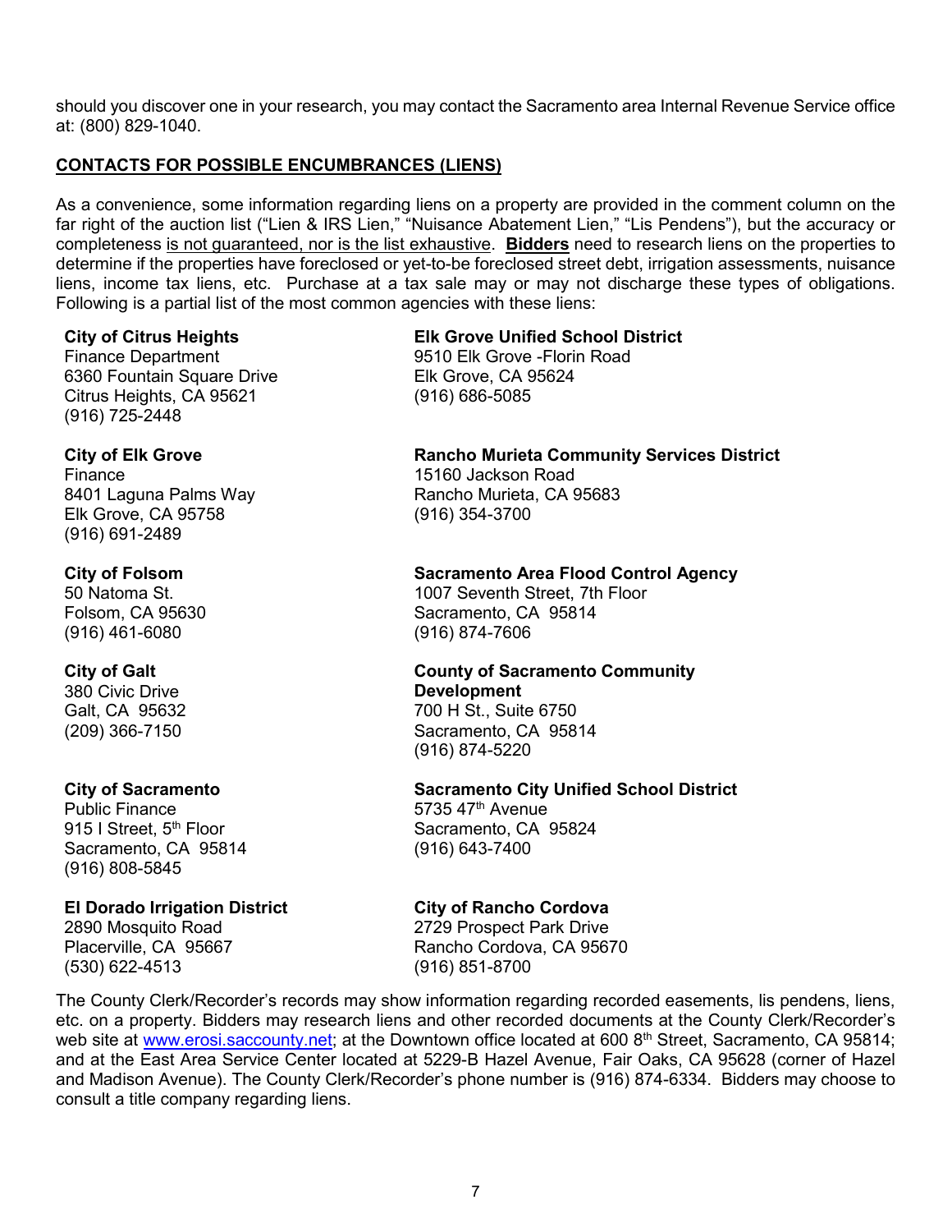should you discover one in your research, you may contact the Sacramento area Internal Revenue Service office at: (800) 829-1040.

## CONTACTS FOR POSSIBLE ENCUMBRANCES (LIENS)

As a convenience, some information regarding liens on a property are provided in the comment column on the far right of the auction list ("Lien & IRS Lien," "Nuisance Abatement Lien," "Lis Pendens"), but the accuracy or completeness is not guaranteed, nor is the list exhaustive. **Bidders** need to research liens on the properties to determine if the properties have foreclosed or yet-to-be foreclosed street debt, irrigation assessments, nuisance liens, income tax liens, etc. Purchase at a tax sale may or may not discharge these types of obligations. Following is a partial list of the most common agencies with these liens:

**City of Citrus Heights**
Finance Department
6360 Fountain Square Drive
Citrus Heights, CA 95621
(916) 725-2448

**City of Elk Grove**
Finance
8401 Laguna Palms Way
Elk Grove, CA 95758
(916) 691-2489

**City of Folsom**
50 Natoma St.
Folsom, CA 95630
(916) 461-6080

**City of Galt**
380 Civic Drive
Galt, CA 95632
(209) 366-7150

**City of Sacramento**
Public Finance
915 I Street, 5th Floor
Sacramento, CA 95814
(916) 808-5845

**El Dorado Irrigation District**
2890 Mosquito Road
Placerville, CA 95667
(530) 622-4513

**Elk Grove Unified School District**
9510 Elk Grove -Florin Road
Elk Grove, CA 95624
(916) 686-5085

**Rancho Murieta Community Services District**
15160 Jackson Road
Rancho Murieta, CA 95683
(916) 354-3700

**Sacramento Area Flood Control Agency**
1007 Seventh Street, 7th Floor
Sacramento, CA 95814
(916) 874-7606

**County of Sacramento Community Development**
700 H St., Suite 6750
Sacramento, CA 95814
(916) 874-5220

**Sacramento City Unified School District**
5735 47th Avenue
Sacramento, CA 95824
(916) 643-7400

**City of Rancho Cordova**
2729 Prospect Park Drive
Rancho Cordova, CA 95670
(916) 851-8700

The County Clerk/Recorder's records may show information regarding recorded easements, lis pendens, liens, etc. on a property. Bidders may research liens and other recorded documents at the County Clerk/Recorder's web site at www.erosi.saccounty.net; at the Downtown office located at 600 8th Street, Sacramento, CA 95814; and at the East Area Service Center located at 5229-B Hazel Avenue, Fair Oaks, CA 95628 (corner of Hazel and Madison Avenue). The County Clerk/Recorder's phone number is (916) 874-6334. Bidders may choose to consult a title company regarding liens.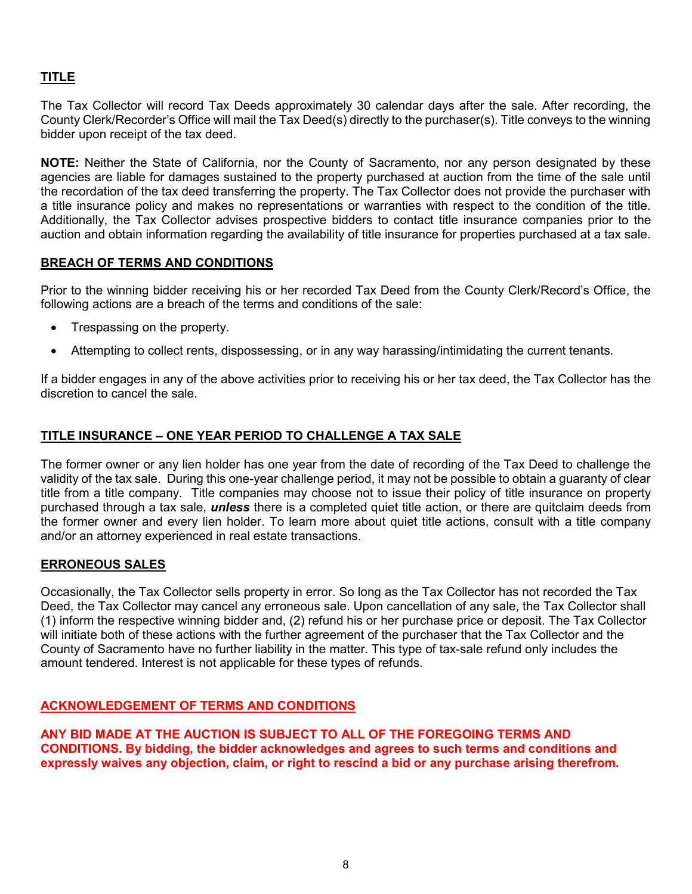## TITLE

The Tax Collector will record Tax Deeds approximately 30 calendar days after the sale. After recording, the County Clerk/Recorder's Office will mail the Tax Deed(s) directly to the purchaser(s). Title conveys to the winning bidder upon receipt of the tax deed.

**NOTE:** Neither the State of California, nor the County of Sacramento, nor any person designated by these agencies are liable for damages sustained to the property purchased at auction from the time of the sale until the recordation of the tax deed transferring the property. The Tax Collector does not provide the purchaser with a title insurance policy and makes no representations or warranties with respect to the condition of the title. Additionally, the Tax Collector advises prospective bidders to contact title insurance companies prior to the auction and obtain information regarding the availability of title insurance for properties purchased at a tax sale.

## BREACH OF TERMS AND CONDITIONS

Prior to the winning bidder receiving his or her recorded Tax Deed from the County Clerk/Record's Office, the following actions are a breach of the terms and conditions of the sale:

- Trespassing on the property.
- Attempting to collect rents, dispossessing, or in any way harassing/intimidating the current tenants.

If a bidder engages in any of the above activities prior to receiving his or her tax deed, the Tax Collector has the discretion to cancel the sale.

## TITLE INSURANCE – ONE YEAR PERIOD TO CHALLENGE A TAX SALE

The former owner or any lien holder has one year from the date of recording of the Tax Deed to challenge the validity of the tax sale. During this one-year challenge period, it may not be possible to obtain a guaranty of clear title from a title company. Title companies may choose not to issue their policy of title insurance on property purchased through a tax sale, ***unless*** there is a completed quiet title action, or there are quitclaim deeds from the former owner and every lien holder. To learn more about quiet title actions, consult with a title company and/or an attorney experienced in real estate transactions.

## ERRONEOUS SALES

Occasionally, the Tax Collector sells property in error. So long as the Tax Collector has not recorded the Tax Deed, the Tax Collector may cancel any erroneous sale. Upon cancellation of any sale, the Tax Collector shall (1) inform the respective winning bidder and, (2) refund his or her purchase price or deposit. The Tax Collector will initiate both of these actions with the further agreement of the purchaser that the Tax Collector and the County of Sacramento have no further liability in the matter. This type of tax-sale refund only includes the amount tendered. Interest is not applicable for these types of refunds.

## ACKNOWLEDGEMENT OF TERMS AND CONDITIONS

**ANY BID MADE AT THE AUCTION IS SUBJECT TO ALL OF THE FOREGOING TERMS AND CONDITIONS. By bidding, the bidder acknowledges and agrees to such terms and conditions and expressly waives any objection, claim, or right to rescind a bid or any purchase arising therefrom.**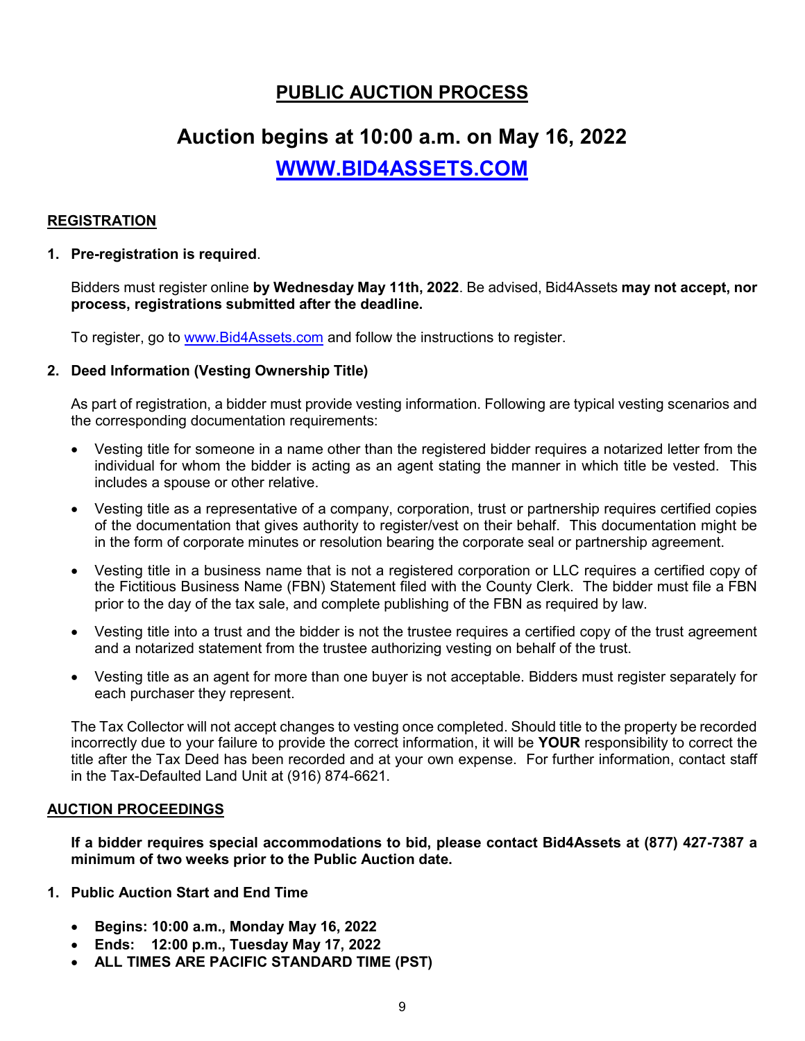# PUBLIC AUCTION PROCESS

## Auction begins at 10:00 a.m. on May 16, 2022

## WWW.BID4ASSETS.COM

### REGISTRATION

**1. Pre-registration is required**.

Bidders must register online **by Wednesday May 11th, 2022**. Be advised, Bid4Assets **may not accept, nor process, registrations submitted after the deadline.**

To register, go to www.Bid4Assets.com and follow the instructions to register.

**2. Deed Information (Vesting Ownership Title)**

As part of registration, a bidder must provide vesting information. Following are typical vesting scenarios and the corresponding documentation requirements:

- Vesting title for someone in a name other than the registered bidder requires a notarized letter from the individual for whom the bidder is acting as an agent stating the manner in which title be vested. This includes a spouse or other relative.
- Vesting title as a representative of a company, corporation, trust or partnership requires certified copies of the documentation that gives authority to register/vest on their behalf. This documentation might be in the form of corporate minutes or resolution bearing the corporate seal or partnership agreement.
- Vesting title in a business name that is not a registered corporation or LLC requires a certified copy of the Fictitious Business Name (FBN) Statement filed with the County Clerk. The bidder must file a FBN prior to the day of the tax sale, and complete publishing of the FBN as required by law.
- Vesting title into a trust and the bidder is not the trustee requires a certified copy of the trust agreement and a notarized statement from the trustee authorizing vesting on behalf of the trust.
- Vesting title as an agent for more than one buyer is not acceptable. Bidders must register separately for each purchaser they represent.

The Tax Collector will not accept changes to vesting once completed. Should title to the property be recorded incorrectly due to your failure to provide the correct information, it will be **YOUR** responsibility to correct the title after the Tax Deed has been recorded and at your own expense. For further information, contact staff in the Tax-Defaulted Land Unit at (916) 874-6621.

### AUCTION PROCEEDINGS

**If a bidder requires special accommodations to bid, please contact Bid4Assets at (877) 427-7387 a minimum of two weeks prior to the Public Auction date.**

**1. Public Auction Start and End Time**

- **Begins: 10:00 a.m., Monday May 16, 2022**
- **Ends: 12:00 p.m., Tuesday May 17, 2022**
- **ALL TIMES ARE PACIFIC STANDARD TIME (PST)**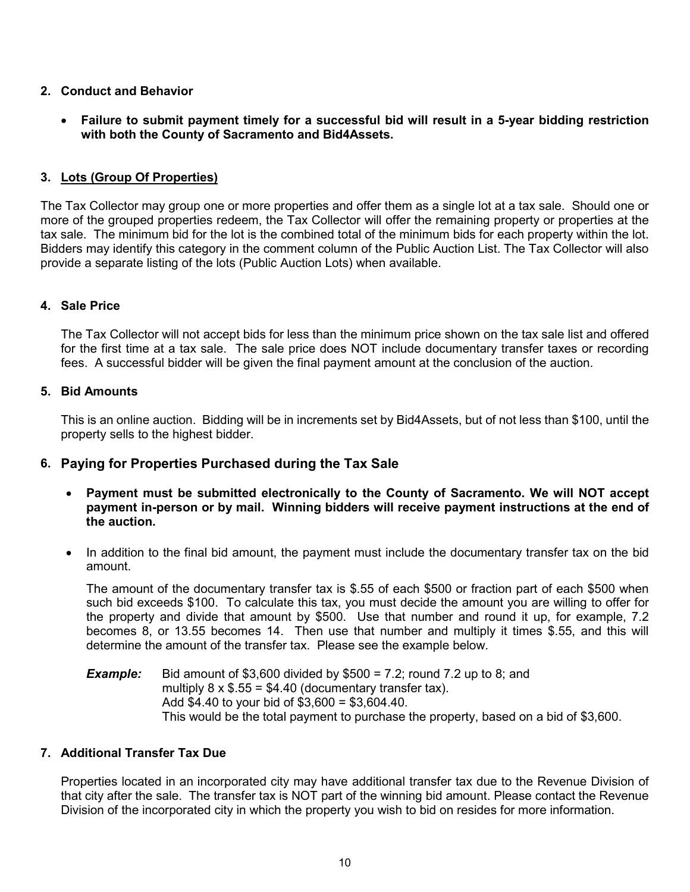## 2. Conduct and Behavior

- **Failure to submit payment timely for a successful bid will result in a 5-year bidding restriction with both the County of Sacramento and Bid4Assets.**

## 3. Lots (Group Of Properties)

The Tax Collector may group one or more properties and offer them as a single lot at a tax sale. Should one or more of the grouped properties redeem, the Tax Collector will offer the remaining property or properties at the tax sale. The minimum bid for the lot is the combined total of the minimum bids for each property within the lot. Bidders may identify this category in the comment column of the Public Auction List. The Tax Collector will also provide a separate listing of the lots (Public Auction Lots) when available.

## 4. Sale Price

The Tax Collector will not accept bids for less than the minimum price shown on the tax sale list and offered for the first time at a tax sale. The sale price does NOT include documentary transfer taxes or recording fees. A successful bidder will be given the final payment amount at the conclusion of the auction.

## 5. Bid Amounts

This is an online auction. Bidding will be in increments set by Bid4Assets, but of not less than $100, until the property sells to the highest bidder.

## 6. Paying for Properties Purchased during the Tax Sale

- **Payment must be submitted electronically to the County of Sacramento. We will NOT accept payment in-person or by mail. Winning bidders will receive payment instructions at the end of the auction.**
- In addition to the final bid amount, the payment must include the documentary transfer tax on the bid amount.

  The amount of the documentary transfer tax is $.55 of each $500 or fraction part of each $500 when such bid exceeds $100. To calculate this tax, you must decide the amount you are willing to offer for the property and divide that amount by $500. Use that number and round it up, for example, 7.2 becomes 8, or 13.55 becomes 14. Then use that number and multiply it times $.55, and this will determine the amount of the transfer tax. Please see the example below.

  ***Example:*** Bid amount of $3,600 divided by $500 = 7.2; round 7.2 up to 8; and multiply 8 x $.55 = $4.40 (documentary transfer tax).
  Add $4.40 to your bid of $3,600 = $3,604.40.
  This would be the total payment to purchase the property, based on a bid of $3,600.

## 7. Additional Transfer Tax Due

Properties located in an incorporated city may have additional transfer tax due to the Revenue Division of that city after the sale. The transfer tax is NOT part of the winning bid amount. Please contact the Revenue Division of the incorporated city in which the property you wish to bid on resides for more information.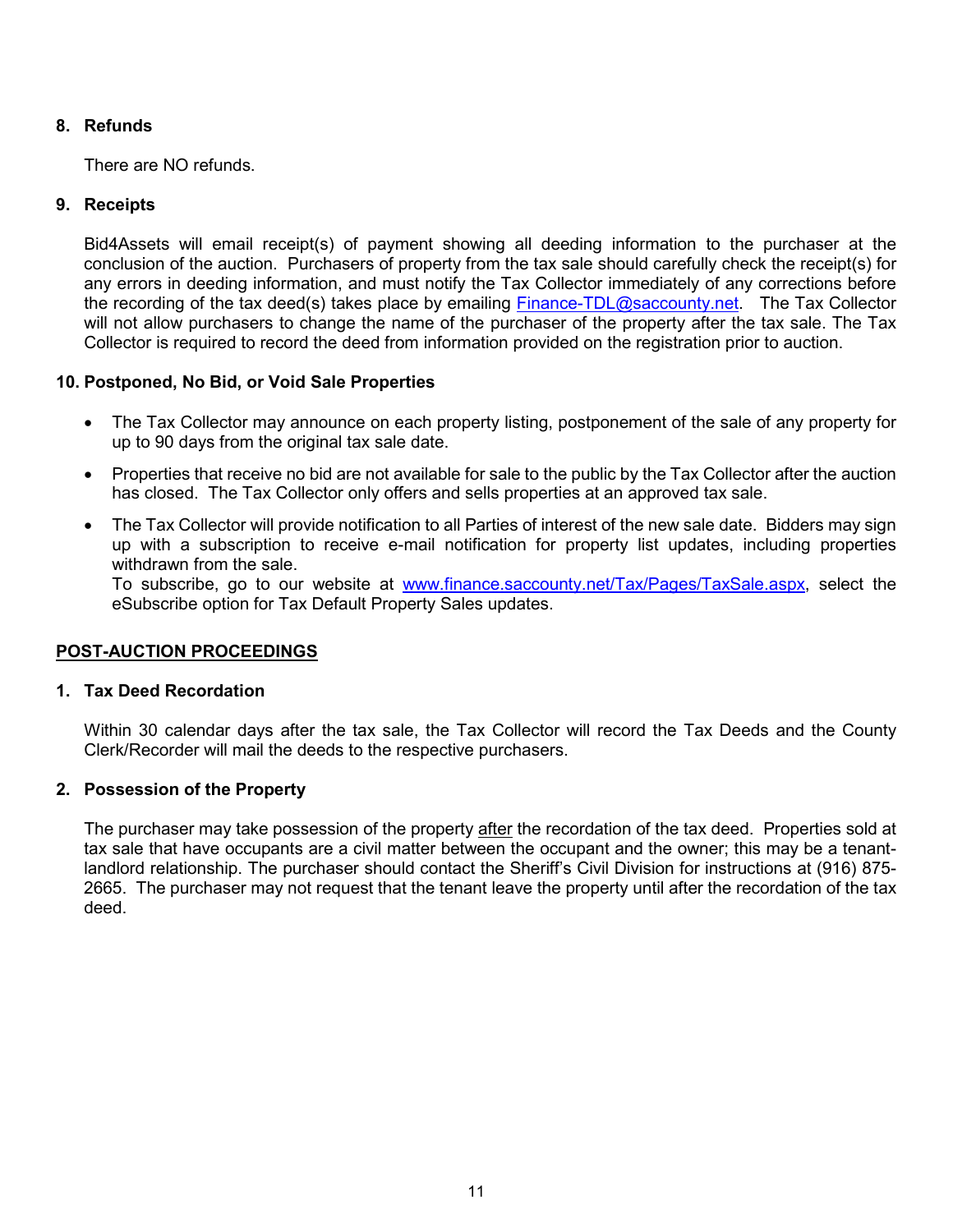## 8. Refunds

There are NO refunds.

## 9. Receipts

Bid4Assets will email receipt(s) of payment showing all deeding information to the purchaser at the conclusion of the auction. Purchasers of property from the tax sale should carefully check the receipt(s) for any errors in deeding information, and must notify the Tax Collector immediately of any corrections before the recording of the tax deed(s) takes place by emailing Finance-TDL@saccounty.net. The Tax Collector will not allow purchasers to change the name of the purchaser of the property after the tax sale. The Tax Collector is required to record the deed from information provided on the registration prior to auction.

## 10. Postponed, No Bid, or Void Sale Properties

- The Tax Collector may announce on each property listing, postponement of the sale of any property for up to 90 days from the original tax sale date.
- Properties that receive no bid are not available for sale to the public by the Tax Collector after the auction has closed. The Tax Collector only offers and sells properties at an approved tax sale.
- The Tax Collector will provide notification to all Parties of interest of the new sale date. Bidders may sign up with a subscription to receive e-mail notification for property list updates, including properties withdrawn from the sale.
  To subscribe, go to our website at www.finance.saccounty.net/Tax/Pages/TaxSale.aspx, select the eSubscribe option for Tax Default Property Sales updates.

# POST-AUCTION PROCEEDINGS

## 1. Tax Deed Recordation

Within 30 calendar days after the tax sale, the Tax Collector will record the Tax Deeds and the County Clerk/Recorder will mail the deeds to the respective purchasers.

## 2. Possession of the Property

The purchaser may take possession of the property after the recordation of the tax deed. Properties sold at tax sale that have occupants are a civil matter between the occupant and the owner; this may be a tenant-landlord relationship. The purchaser should contact the Sheriff's Civil Division for instructions at (916) 875-2665. The purchaser may not request that the tenant leave the property until after the recordation of the tax deed.